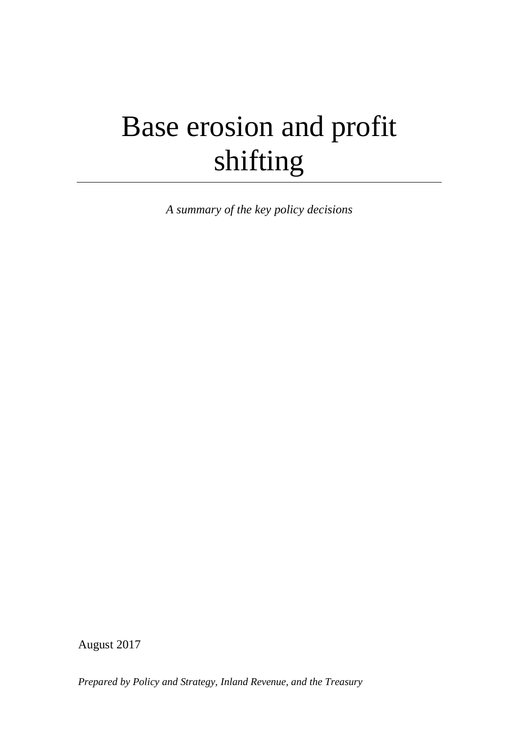# Base erosion and profit shifting

*A summary of the key policy decisions*

August 2017

*Prepared by Policy and Strategy, Inland Revenue, and the Treasury*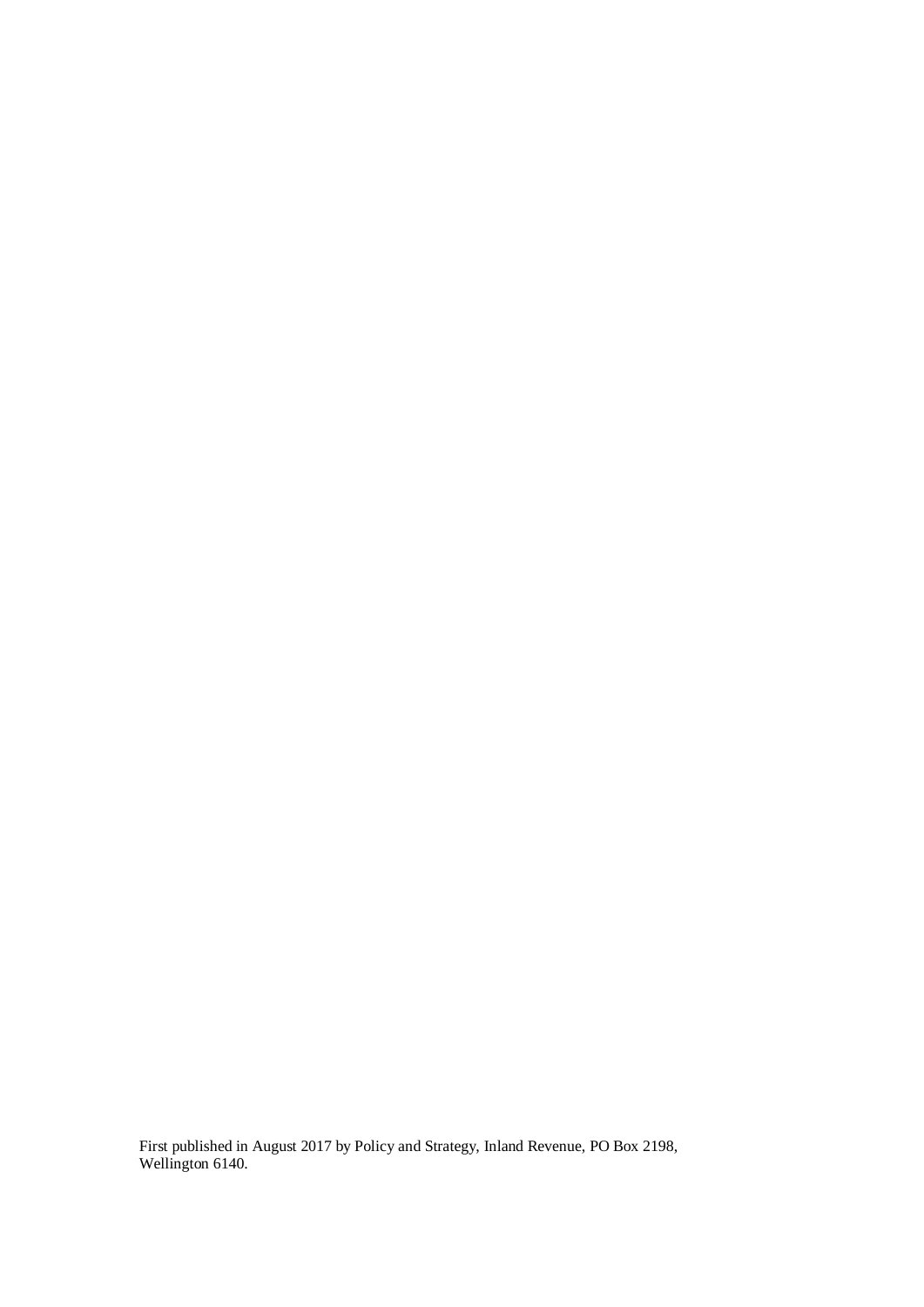First published in August 2017 by Policy and Strategy, Inland Revenue, PO Box 2198, Wellington 6140.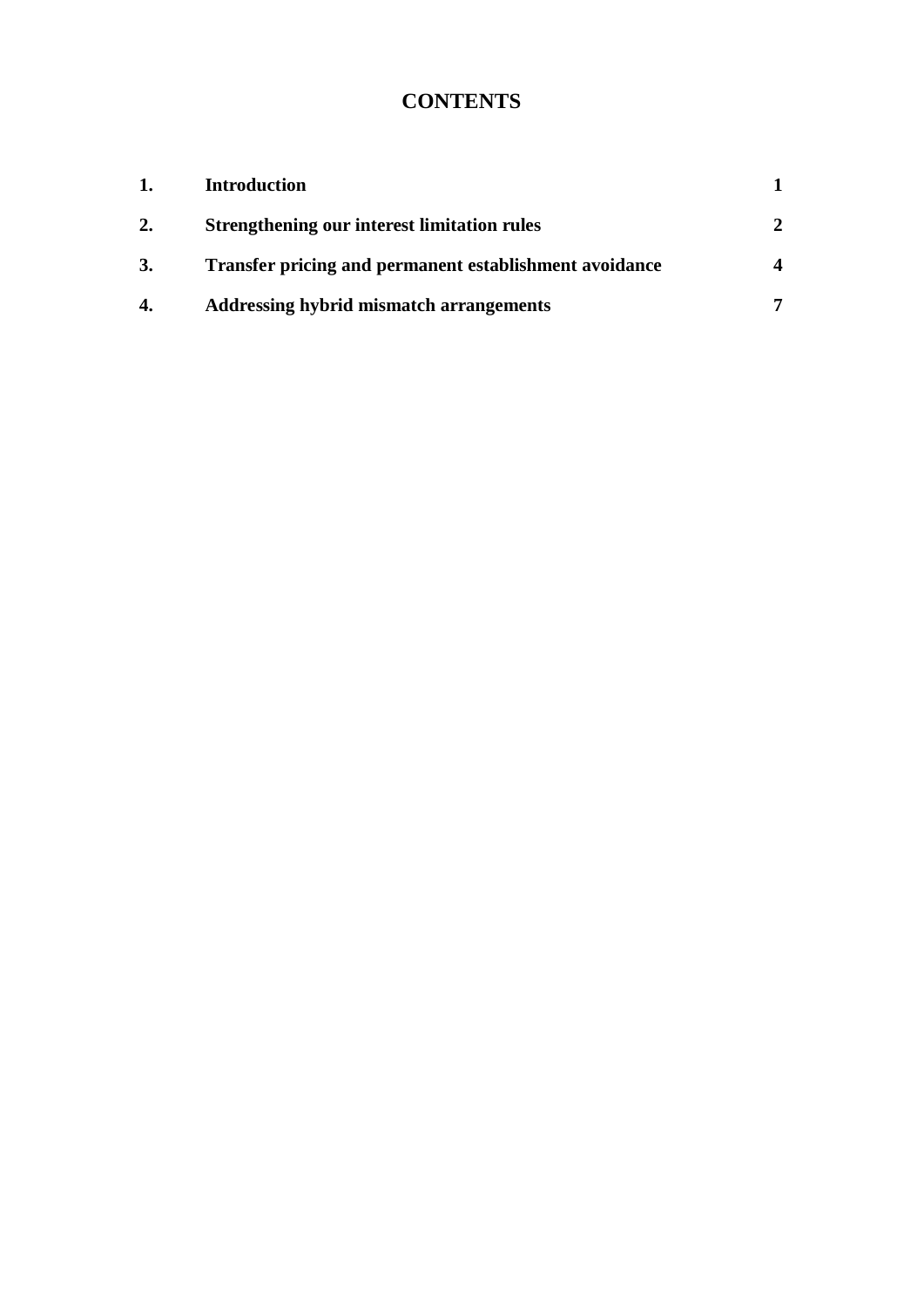# CONTENTS

| | | |
|---|---|---|
| **1.** | **Introduction** | **1** |
| **2.** | **Strengthening our interest limitation rules** | **2** |
| **3.** | **Transfer pricing and permanent establishment avoidance** | **4** |
| **4.** | **Addressing hybrid mismatch arrangements** | **7** |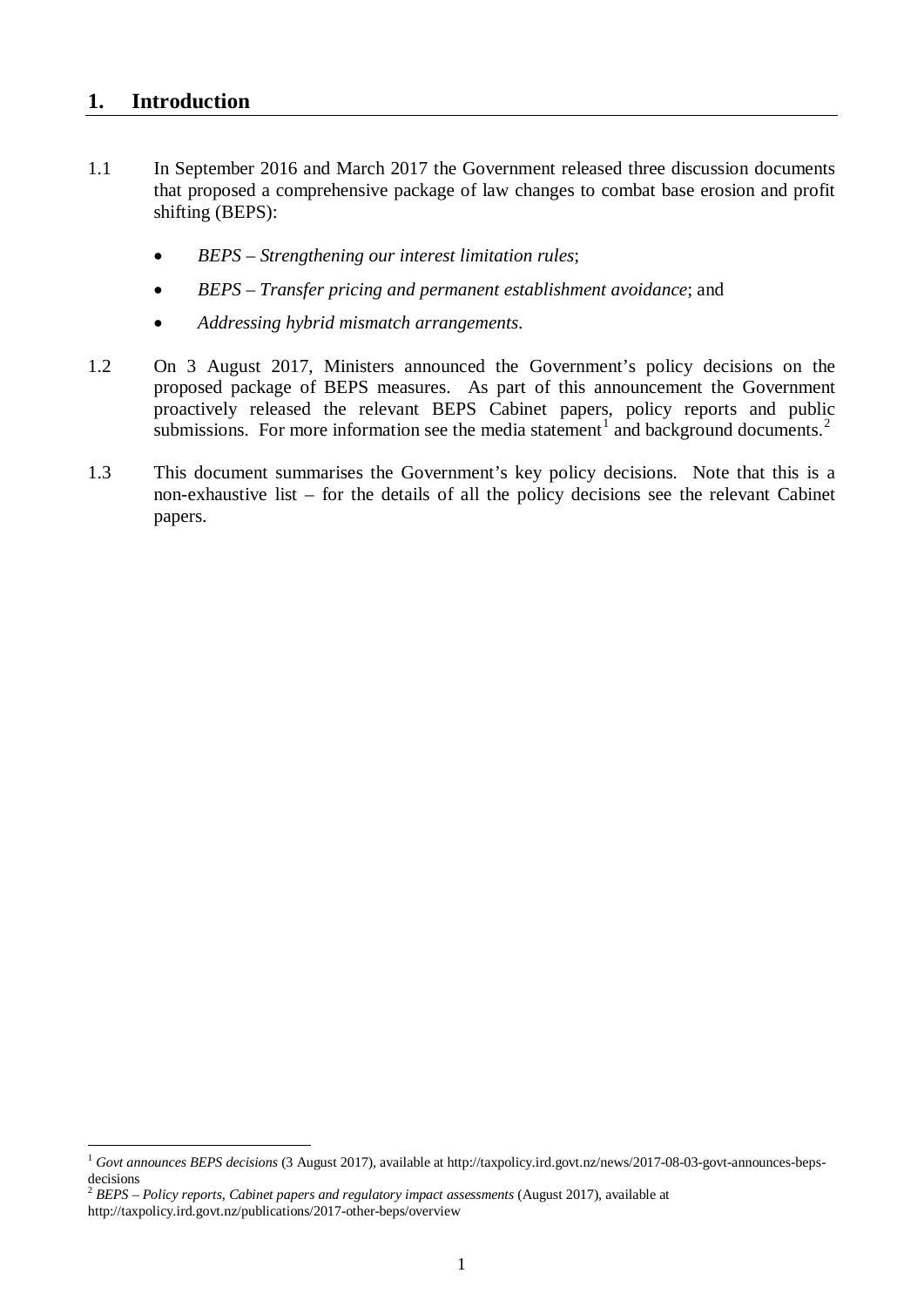## 1. Introduction

1.1 In September 2016 and March 2017 the Government released three discussion documents that proposed a comprehensive package of law changes to combat base erosion and profit shifting (BEPS):

- *BEPS – Strengthening our interest limitation rules*;
- *BEPS – Transfer pricing and permanent establishment avoidance*; and
- *Addressing hybrid mismatch arrangements.*

1.2 On 3 August 2017, Ministers announced the Government's policy decisions on the proposed package of BEPS measures. As part of this announcement the Government proactively released the relevant BEPS Cabinet papers, policy reports and public submissions. For more information see the media statement[1] and background documents.[2]

1.3 This document summarises the Government's key policy decisions. Note that this is a non-exhaustive list – for the details of all the policy decisions see the relevant Cabinet papers.

---

[1] *Govt announces BEPS decisions* (3 August 2017), available at http://taxpolicy.ird.govt.nz/news/2017-08-03-govt-announces-beps-decisions

[2] *BEPS – Policy reports, Cabinet papers and regulatory impact assessments* (August 2017), available at http://taxpolicy.ird.govt.nz/publications/2017-other-beps/overview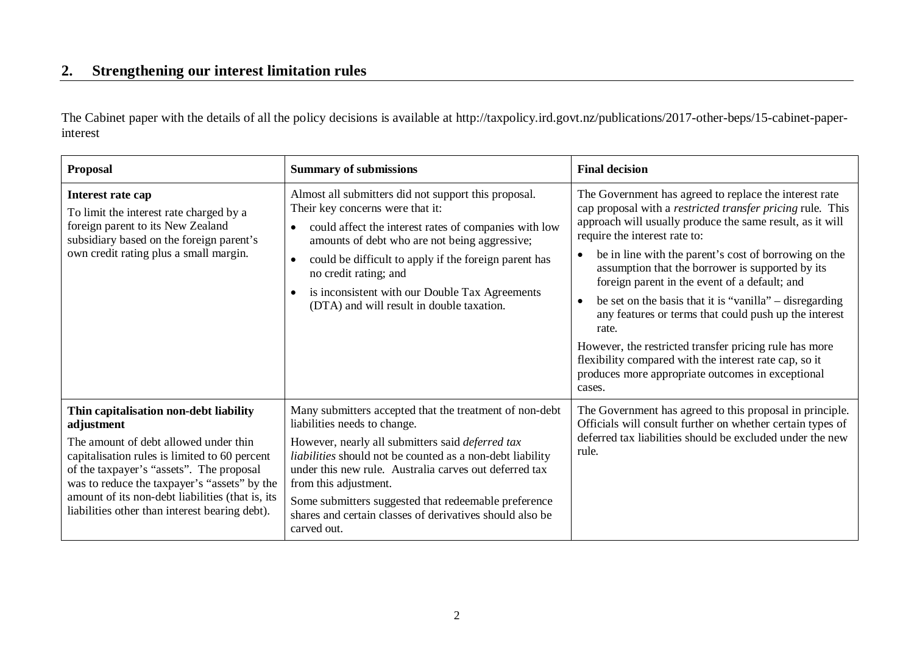## 2. Strengthening our interest limitation rules

The Cabinet paper with the details of all the policy decisions is available at http://taxpolicy.ird.govt.nz/publications/2017-other-beps/15-cabinet-paper-interest

| Proposal | Summary of submissions | Final decision |
|---|---|---|
| **Interest rate cap**<br>To limit the interest rate charged by a foreign parent to its New Zealand subsidiary based on the foreign parent's own credit rating plus a small margin. | Almost all submitters did not support this proposal. Their key concerns were that it:<br>• could affect the interest rates of companies with low amounts of debt who are not being aggressive;<br>• could be difficult to apply if the foreign parent has no credit rating; and<br>• is inconsistent with our Double Tax Agreements (DTA) and will result in double taxation. | The Government has agreed to replace the interest rate cap proposal with a *restricted transfer pricing* rule. This approach will usually produce the same result, as it will require the interest rate to:<br>• be in line with the parent's cost of borrowing on the assumption that the borrower is supported by its foreign parent in the event of a default; and<br>• be set on the basis that it is "vanilla" – disregarding any features or terms that could push up the interest rate.<br>However, the restricted transfer pricing rule has more flexibility compared with the interest rate cap, so it produces more appropriate outcomes in exceptional cases. |
| **Thin capitalisation non-debt liability adjustment**<br>The amount of debt allowed under thin capitalisation rules is limited to 60 percent of the taxpayer's "assets". The proposal was to reduce the taxpayer's "assets" by the amount of its non-debt liabilities (that is, its liabilities other than interest bearing debt). | Many submitters accepted that the treatment of non-debt liabilities needs to change.<br>However, nearly all submitters said *deferred tax liabilities* should not be counted as a non-debt liability under this new rule. Australia carves out deferred tax from this adjustment.<br>Some submitters suggested that redeemable preference shares and certain classes of derivatives should also be carved out. | The Government has agreed to this proposal in principle. Officials will consult further on whether certain types of deferred tax liabilities should be excluded under the new rule. |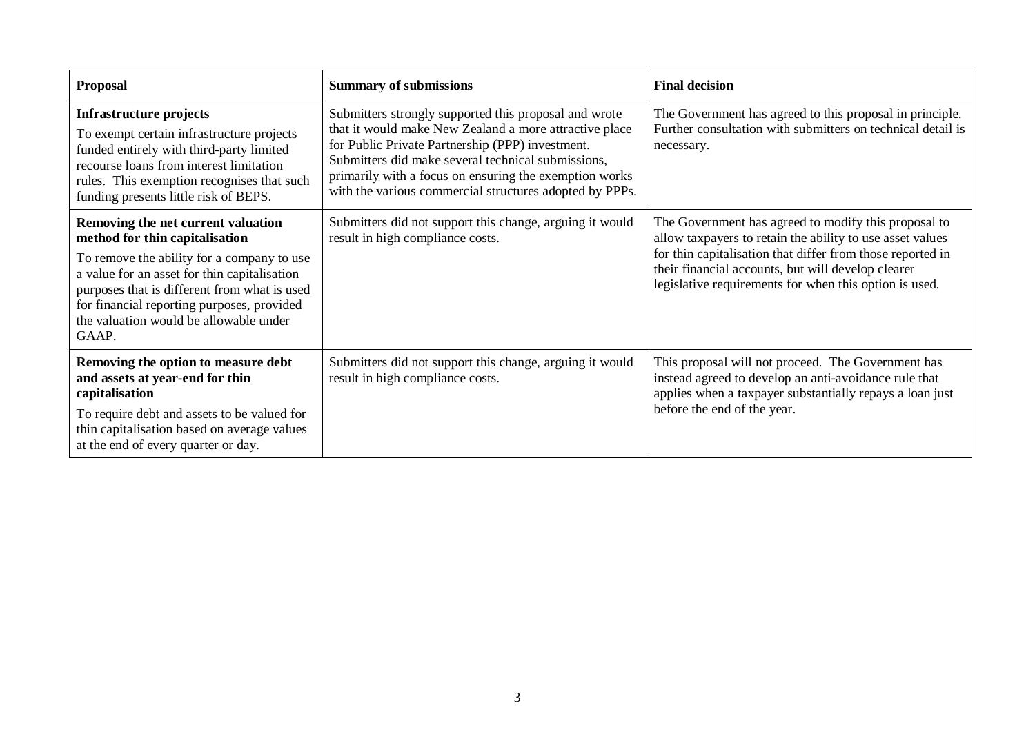| Proposal | Summary of submissions | Final decision |
|---|---|---|
| **Infrastructure projects**<br>To exempt certain infrastructure projects funded entirely with third-party limited recourse loans from interest limitation rules. This exemption recognises that such funding presents little risk of BEPS. | Submitters strongly supported this proposal and wrote that it would make New Zealand a more attractive place for Public Private Partnership (PPP) investment. Submitters did make several technical submissions, primarily with a focus on ensuring the exemption works with the various commercial structures adopted by PPPs. | The Government has agreed to this proposal in principle. Further consultation with submitters on technical detail is necessary. |
| **Removing the net current valuation method for thin capitalisation**<br>To remove the ability for a company to use a value for an asset for thin capitalisation purposes that is different from what is used for financial reporting purposes, provided the valuation would be allowable under GAAP. | Submitters did not support this change, arguing it would result in high compliance costs. | The Government has agreed to modify this proposal to allow taxpayers to retain the ability to use asset values for thin capitalisation that differ from those reported in their financial accounts, but will develop clearer legislative requirements for when this option is used. |
| **Removing the option to measure debt and assets at year-end for thin capitalisation**<br>To require debt and assets to be valued for thin capitalisation based on average values at the end of every quarter or day. | Submitters did not support this change, arguing it would result in high compliance costs. | This proposal will not proceed. The Government has instead agreed to develop an anti-avoidance rule that applies when a taxpayer substantially repays a loan just before the end of the year. |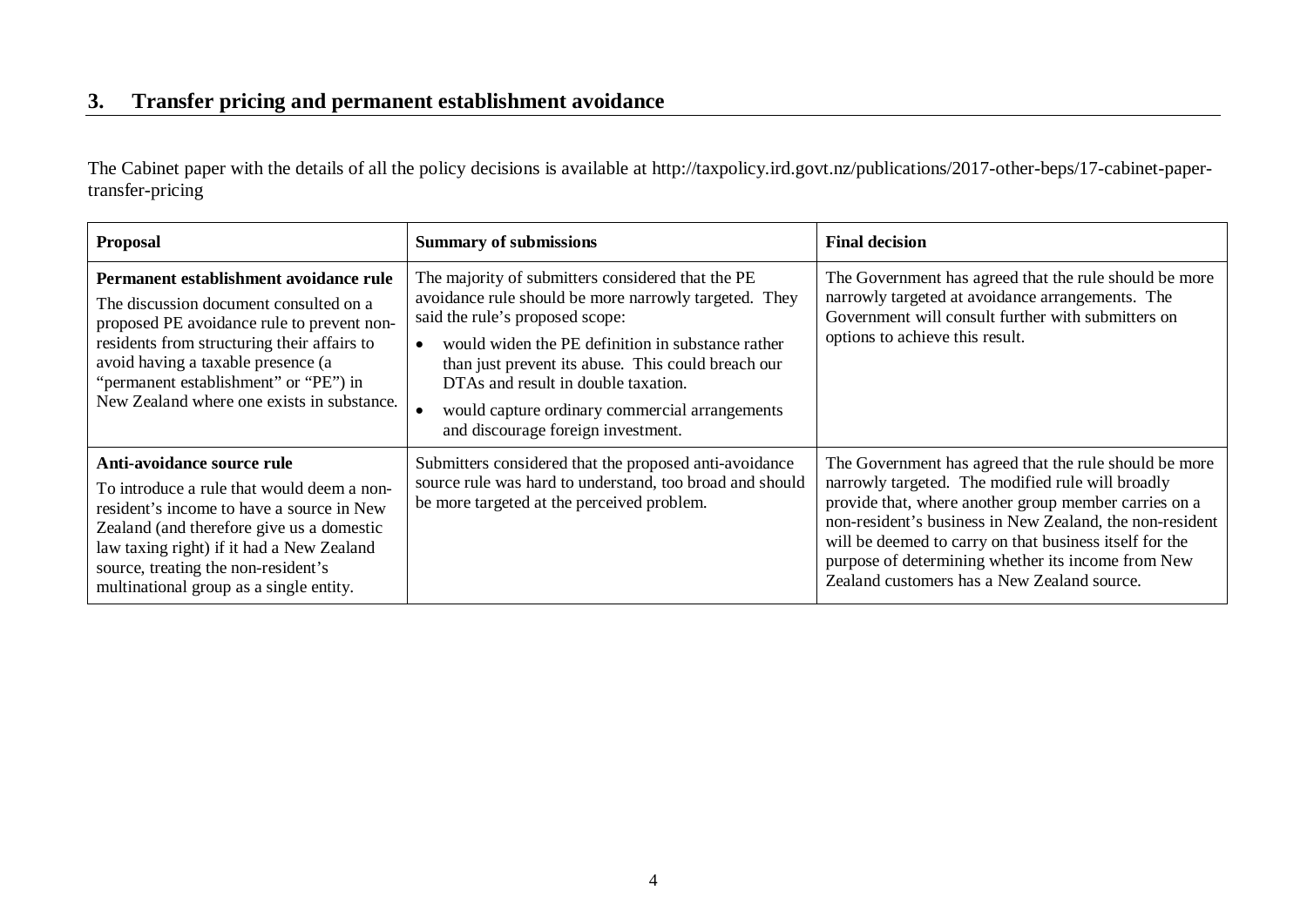## 3. Transfer pricing and permanent establishment avoidance

The Cabinet paper with the details of all the policy decisions is available at http://taxpolicy.ird.govt.nz/publications/2017-other-beps/17-cabinet-paper-transfer-pricing

| Proposal | Summary of submissions | Final decision |
|---|---|---|
| **Permanent establishment avoidance rule**<br>The discussion document consulted on a proposed PE avoidance rule to prevent non-residents from structuring their affairs to avoid having a taxable presence (a "permanent establishment" or "PE") in New Zealand where one exists in substance. | The majority of submitters considered that the PE avoidance rule should be more narrowly targeted. They said the rule's proposed scope:<br>• would widen the PE definition in substance rather than just prevent its abuse. This could breach our DTAs and result in double taxation.<br>• would capture ordinary commercial arrangements and discourage foreign investment. | The Government has agreed that the rule should be more narrowly targeted at avoidance arrangements. The Government will consult further with submitters on options to achieve this result. |
| **Anti-avoidance source rule**<br>To introduce a rule that would deem a non-resident's income to have a source in New Zealand (and therefore give us a domestic law taxing right) if it had a New Zealand source, treating the non-resident's multinational group as a single entity. | Submitters considered that the proposed anti-avoidance source rule was hard to understand, too broad and should be more targeted at the perceived problem. | The Government has agreed that the rule should be more narrowly targeted. The modified rule will broadly provide that, where another group member carries on a non-resident's business in New Zealand, the non-resident will be deemed to carry on that business itself for the purpose of determining whether its income from New Zealand customers has a New Zealand source. |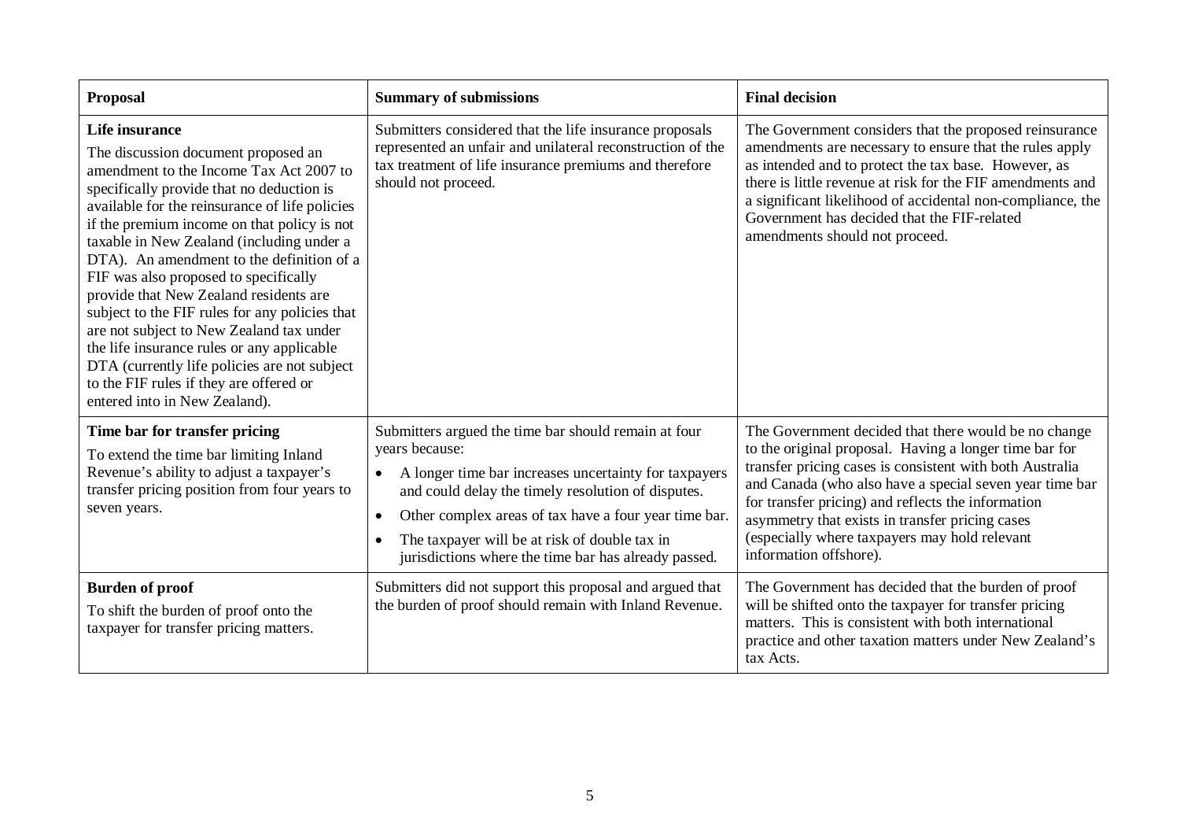| Proposal | Summary of submissions | Final decision |
|---|---|---|
| **Life insurance**<br>The discussion document proposed an amendment to the Income Tax Act 2007 to specifically provide that no deduction is available for the reinsurance of life policies if the premium income on that policy is not taxable in New Zealand (including under a DTA). An amendment to the definition of a FIF was also proposed to specifically provide that New Zealand residents are subject to the FIF rules for any policies that are not subject to New Zealand tax under the life insurance rules or any applicable DTA (currently life policies are not subject to the FIF rules if they are offered or entered into in New Zealand). | Submitters considered that the life insurance proposals represented an unfair and unilateral reconstruction of the tax treatment of life insurance premiums and therefore should not proceed. | The Government considers that the proposed reinsurance amendments are necessary to ensure that the rules apply as intended and to protect the tax base. However, as there is little revenue at risk for the FIF amendments and a significant likelihood of accidental non-compliance, the Government has decided that the FIF-related amendments should not proceed. |
| **Time bar for transfer pricing**<br>To extend the time bar limiting Inland Revenue's ability to adjust a taxpayer's transfer pricing position from four years to seven years. | Submitters argued the time bar should remain at four years because:<br>• A longer time bar increases uncertainty for taxpayers and could delay the timely resolution of disputes.<br>• Other complex areas of tax have a four year time bar.<br>• The taxpayer will be at risk of double tax in jurisdictions where the time bar has already passed. | The Government decided that there would be no change to the original proposal. Having a longer time bar for transfer pricing cases is consistent with both Australia and Canada (who also have a special seven year time bar for transfer pricing) and reflects the information asymmetry that exists in transfer pricing cases (especially where taxpayers may hold relevant information offshore). |
| **Burden of proof**<br>To shift the burden of proof onto the taxpayer for transfer pricing matters. | Submitters did not support this proposal and argued that the burden of proof should remain with Inland Revenue. | The Government has decided that the burden of proof will be shifted onto the taxpayer for transfer pricing matters. This is consistent with both international practice and other taxation matters under New Zealand's tax Acts. |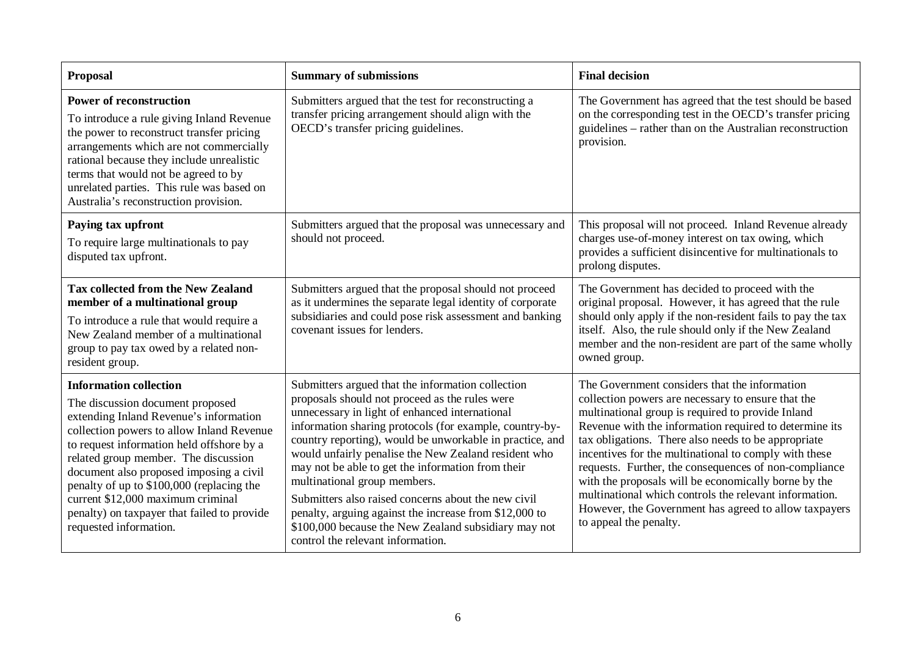| Proposal | Summary of submissions | Final decision |
|---|---|---|
| **Power of reconstruction** To introduce a rule giving Inland Revenue the power to reconstruct transfer pricing arrangements which are not commercially rational because they include unrealistic terms that would not be agreed to by unrelated parties. This rule was based on Australia's reconstruction provision. | Submitters argued that the test for reconstructing a transfer pricing arrangement should align with the OECD's transfer pricing guidelines. | The Government has agreed that the test should be based on the corresponding test in the OECD's transfer pricing guidelines – rather than on the Australian reconstruction provision. |
| **Paying tax upfront** To require large multinationals to pay disputed tax upfront. | Submitters argued that the proposal was unnecessary and should not proceed. | This proposal will not proceed. Inland Revenue already charges use-of-money interest on tax owing, which provides a sufficient disincentive for multinationals to prolong disputes. |
| **Tax collected from the New Zealand member of a multinational group** To introduce a rule that would require a New Zealand member of a multinational group to pay tax owed by a related non-resident group. | Submitters argued that the proposal should not proceed as it undermines the separate legal identity of corporate subsidiaries and could pose risk assessment and banking covenant issues for lenders. | The Government has decided to proceed with the original proposal. However, it has agreed that the rule should only apply if the non-resident fails to pay the tax itself. Also, the rule should only if the New Zealand member and the non-resident are part of the same wholly owned group. |
| **Information collection** The discussion document proposed extending Inland Revenue's information collection powers to allow Inland Revenue to request information held offshore by a related group member. The discussion document also proposed imposing a civil penalty of up to \$100,000 (replacing the current \$12,000 maximum criminal penalty) on taxpayer that failed to provide requested information. | Submitters argued that the information collection proposals should not proceed as the rules were unnecessary in light of enhanced international information sharing protocols (for example, country-by-country reporting), would be unworkable in practice, and would unfairly penalise the New Zealand resident who may not be able to get the information from their multinational group members. Submitters also raised concerns about the new civil penalty, arguing against the increase from \$12,000 to \$100,000 because the New Zealand subsidiary may not control the relevant information. | The Government considers that the information collection powers are necessary to ensure that the multinational group is required to provide Inland Revenue with the information required to determine its tax obligations. There also needs to be appropriate incentives for the multinational to comply with these requests. Further, the consequences of non-compliance with the proposals will be economically borne by the multinational which controls the relevant information. However, the Government has agreed to allow taxpayers to appeal the penalty. |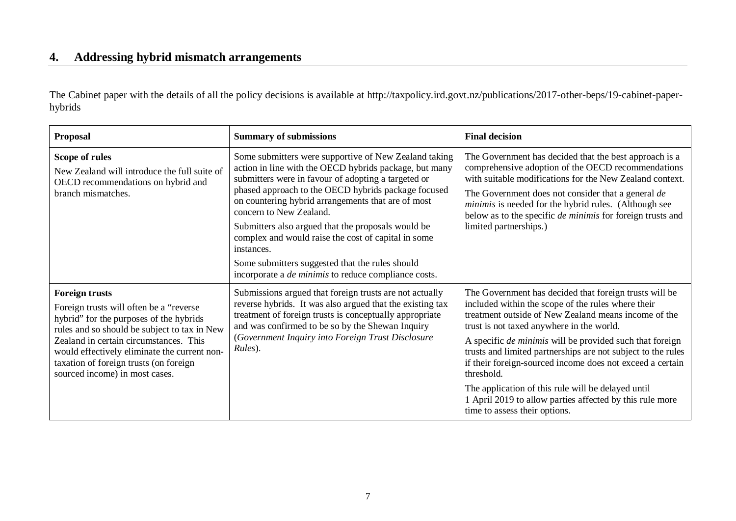## 4. Addressing hybrid mismatch arrangements

The Cabinet paper with the details of all the policy decisions is available at http://taxpolicy.ird.govt.nz/publications/2017-other-beps/19-cabinet-paper-hybrids

| Proposal | Summary of submissions | Final decision |
|---|---|---|
| **Scope of rules**<br>New Zealand will introduce the full suite of OECD recommendations on hybrid and branch mismatches. | Some submitters were supportive of New Zealand taking action in line with the OECD hybrids package, but many submitters were in favour of adopting a targeted or phased approach to the OECD hybrids package focused on countering hybrid arrangements that are of most concern to New Zealand.<br>Submitters also argued that the proposals would be complex and would raise the cost of capital in some instances.<br>Some submitters suggested that the rules should incorporate a *de minimis* to reduce compliance costs. | The Government has decided that the best approach is a comprehensive adoption of the OECD recommendations with suitable modifications for the New Zealand context.<br>The Government does not consider that a general *de minimis* is needed for the hybrid rules. (Although see below as to the specific *de minimis* for foreign trusts and limited partnerships.) |
| **Foreign trusts**<br>Foreign trusts will often be a "reverse hybrid" for the purposes of the hybrids rules and so should be subject to tax in New Zealand in certain circumstances. This would effectively eliminate the current non-taxation of foreign trusts (on foreign sourced income) in most cases. | Submissions argued that foreign trusts are not actually reverse hybrids. It was also argued that the existing tax treatment of foreign trusts is conceptually appropriate and was confirmed to be so by the Shewan Inquiry (*Government Inquiry into Foreign Trust Disclosure Rules*). | The Government has decided that foreign trusts will be included within the scope of the rules where their treatment outside of New Zealand means income of the trust is not taxed anywhere in the world.<br>A specific *de minimis* will be provided such that foreign trusts and limited partnerships are not subject to the rules if their foreign-sourced income does not exceed a certain threshold.<br>The application of this rule will be delayed until 1 April 2019 to allow parties affected by this rule more time to assess their options. |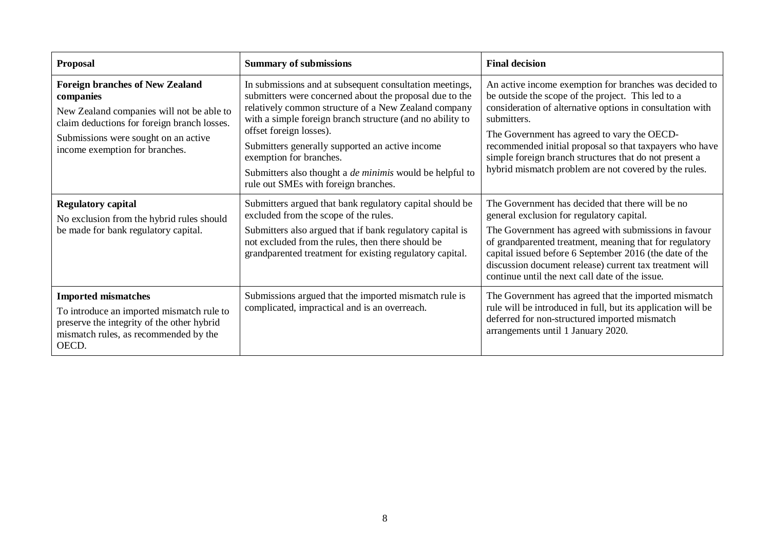| Proposal | Summary of submissions | Final decision |
|---|---|---|
| **Foreign branches of New Zealand companies**<br>New Zealand companies will not be able to claim deductions for foreign branch losses.<br>Submissions were sought on an active income exemption for branches. | In submissions and at subsequent consultation meetings, submitters were concerned about the proposal due to the relatively common structure of a New Zealand company with a simple foreign branch structure (and no ability to offset foreign losses).<br>Submitters generally supported an active income exemption for branches.<br>Submitters also thought a *de minimis* would be helpful to rule out SMEs with foreign branches. | An active income exemption for branches was decided to be outside the scope of the project. This led to a consideration of alternative options in consultation with submitters.<br>The Government has agreed to vary the OECD-recommended initial proposal so that taxpayers who have simple foreign branch structures that do not present a hybrid mismatch problem are not covered by the rules. |
| **Regulatory capital**<br>No exclusion from the hybrid rules should be made for bank regulatory capital. | Submitters argued that bank regulatory capital should be excluded from the scope of the rules.<br>Submitters also argued that if bank regulatory capital is not excluded from the rules, then there should be grandparented treatment for existing regulatory capital. | The Government has decided that there will be no general exclusion for regulatory capital.<br>The Government has agreed with submissions in favour of grandparented treatment, meaning that for regulatory capital issued before 6 September 2016 (the date of the discussion document release) current tax treatment will continue until the next call date of the issue. |
| **Imported mismatches**<br>To introduce an imported mismatch rule to preserve the integrity of the other hybrid mismatch rules, as recommended by the OECD. | Submissions argued that the imported mismatch rule is complicated, impractical and is an overreach. | The Government has agreed that the imported mismatch rule will be introduced in full, but its application will be deferred for non-structured imported mismatch arrangements until 1 January 2020. |